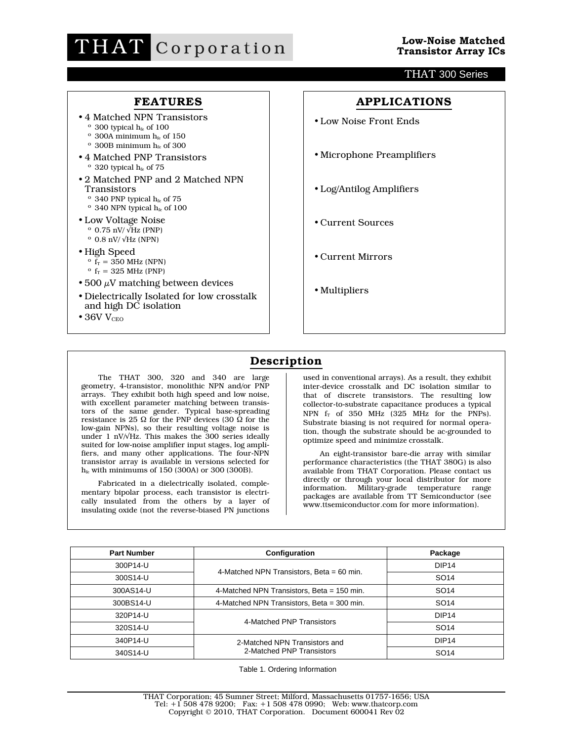# THAT Corporation

**Low-Noise Matched Transistor Array ICs**

THAT 300 Series

## FEATURES

- 4 Matched NPN Transistors
  - 300 typical $h_{fe}$ of 100
  - 300A minimum $h_{fe}$ of 150
  - 300B minimum $h_{fe}$ of 300
- 4 Matched PNP Transistors
  - 320 typical $h_{fe}$ of 75
- 2 Matched PNP and 2 Matched NPN Transistors
  - 340 PNP typical $h_{fe}$ of 75
  - 340 NPN typical $h_{fe}$ of 100
- Low Voltage Noise
  - 0.75 nV/ √Hz (PNP)
  - 0.8 nV/ √Hz (NPN)
- High Speed
  - $f_T$ = 350 MHz (NPN)
  - $f_T$ = 325 MHz (PNP)
- 500 $\mu$V matching between devices
- Dielectrically Isolated for low crosstalk and high DC isolation
- 36V $V_{CEO}$

## APPLICATIONS

- Low Noise Front Ends
- Microphone Preamplifiers
- Log/Antilog Amplifiers
- Current Sources
- Current Mirrors
- Multipliers

## Description

The THAT 300, 320 and 340 are large geometry, 4-transistor, monolithic NPN and/or PNP arrays. They exhibit both high speed and low noise, with excellent parameter matching between transistors of the same gender. Typical base-spreading resistance is 25 Ω for the PNP devices (30 Ω for the low-gain NPNs), so their resulting voltage noise is under 1 nV/√Hz. This makes the 300 series ideally suited for low-noise amplifier input stages, log amplifiers, and many other applications. The four-NPN transistor array is available in versions selected for $h_{fe}$ with minimums of 150 (300A) or 300 (300B).

Fabricated in a dielectrically isolated, complementary bipolar process, each transistor is electrically insulated from the others by a layer of insulating oxide (not the reverse-biased PN junctions used in conventional arrays). As a result, they exhibit inter-device crosstalk and DC isolation similar to that of discrete transistors. The resulting low collector-to-substrate capacitance produces a typical NPN $f_T$ of 350 MHz (325 MHz for the PNPs). Substrate biasing is not required for normal operation, though the substrate should be ac-grounded to optimize speed and minimize crosstalk.

An eight-transistor bare-die array with similar performance characteristics (the THAT 380G) is also available from THAT Corporation. Please contact us directly or through your local distributor for more information. Military-grade temperature range packages are available from TT Semiconductor (see www.ttsemiconductor.com for more information).

| Part Number | Configuration | Package |
|---|---|---|
| 300P14-U | 4-Matched NPN Transistors, Beta = 60 min. | DIP14 |
| 300S14-U | | SO14 |
| 300AS14-U | 4-Matched NPN Transistors, Beta = 150 min. | SO14 |
| 300BS14-U | 4-Matched NPN Transistors, Beta = 300 min. | SO14 |
| 320P14-U | 4-Matched PNP Transistors | DIP14 |
| 320S14-U | | SO14 |
| 340P14-U | 2-Matched NPN Transistors and 2-Matched PNP Transistors | DIP14 |
| 340S14-U | | SO14 |

Table 1. Ordering Information

THAT Corporation; 45 Sumner Street; Milford, Massachusetts 01757-1656; USA
Tel: +1 508 478 9200; Fax: +1 508 478 0990; Web: www.thatcorp.com
Copyright © 2010, THAT Corporation. Document 600041 Rev 02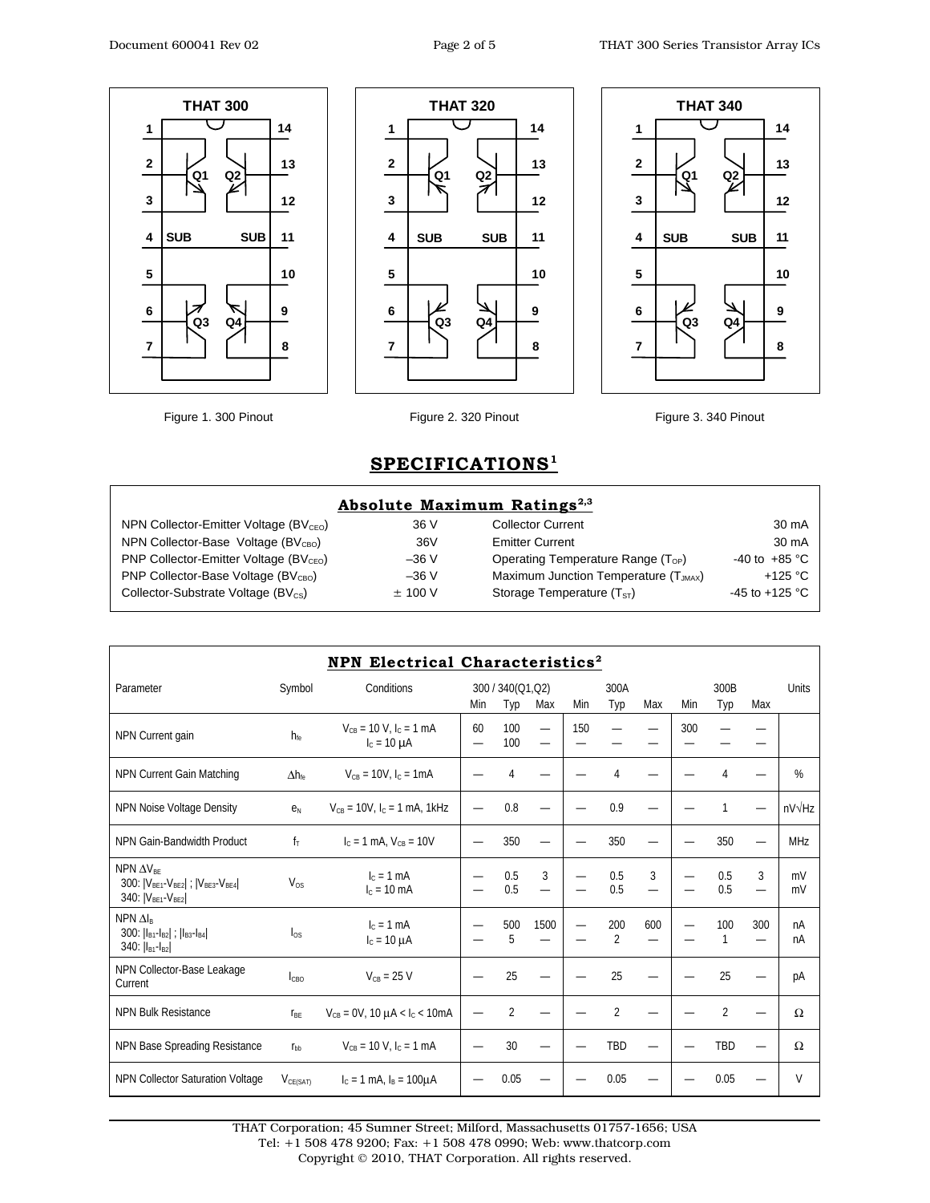Figure 1. 300 Pinout

Figure 2. 320 Pinout

Figure 3. 340 Pinout

## SPECIFICATIONS[1]

### Absolute Maximum Ratings[2,3]

| | | | |
|---|---|---|---|
| NPN Collector-Emitter Voltage ($BV_{CEO}$) | 36 V | Collector Current | 30 mA |
| NPN Collector-Base Voltage ($BV_{CBO}$) | 36V | Emitter Current | 30 mA |
| PNP Collector-Emitter Voltage ($BV_{CEO}$) | –36 V | Operating Temperature Range ($T_{OP}$) | -40 to +85 °C |
| PNP Collector-Base Voltage ($BV_{CBO}$) | –36 V | Maximum Junction Temperature ($T_{JMAX}$) | +125 °C |
| Collector-Substrate Voltage ($BV_{CS}$) | ± 100 V | Storage Temperature ($T_{ST}$) | -45 to +125 °C |

### NPN Electrical Characteristics[2]

| Parameter | Symbol | Conditions | 300 / 340(Q1,Q2) Min | Typ | Max | 300A Min | Typ | Max | 300B Min | Typ | Max | Units |
|---|---|---|---|---|---|---|---|---|---|---|---|---|
| NPN Current gain | $h_{fe}$ | $V_{CB}$ = 10 V, $I_C$ = 1 mA<br>$I_C$ = 10 μA | 60<br>— | 100<br>100 | —<br>— | 150<br>— | —<br>— | —<br>— | 300<br>— | —<br>— | —<br>— | |
| NPN Current Gain Matching | $\Delta h_{fe}$ | $V_{CB}$ = 10V, $I_C$ = 1mA | — | 4 | — | — | 4 | — | — | 4 | — | % |
| NPN Noise Voltage Density | $e_N$ | $V_{CB}$ = 10V, $I_C$ = 1 mA, 1kHz | — | 0.8 | — | — | 0.9 | — | — | 1 | — | nV√Hz |
| NPN Gain-Bandwidth Product | $f_T$ | $I_C$ = 1 mA, $V_{CB}$ = 10V | — | 350 | — | — | 350 | — | — | 350 | — | MHz |
| NPN $\Delta V_{BE}$<br>300: $\lvert V_{BE1}-V_{BE2}\rvert$ ; $\lvert V_{BE3}-V_{BE4}\rvert$<br>340: $\lvert V_{BE1}-V_{BE2}\rvert$ | $V_{OS}$ | $I_C$ = 1 mA<br>$I_C$ = 10 mA | —<br>— | 0.5<br>0.5 | 3<br>— | —<br>— | 0.5<br>0.5 | 3<br>— | —<br>— | 0.5<br>0.5 | 3<br>— | mV<br>mV |
| NPN $\Delta I_B$<br>300: $\lvert I_{B1}-I_{B2}\rvert$ ; $\lvert I_{B3}-I_{B4}\rvert$<br>340: $\lvert I_{B1}-I_{B2}\rvert$ | $I_{OS}$ | $I_C$ = 1 mA<br>$I_C$ = 10 μA | —<br>— | 500<br>5 | 1500<br>— | —<br>— | 200<br>2 | 600<br>— | —<br>— | 100<br>1 | 300<br>— | nA<br>nA |
| NPN Collector-Base Leakage Current | $I_{CBO}$ | $V_{CB}$ = 25 V | — | 25 | — | — | 25 | — | — | 25 | — | pA |
| NPN Bulk Resistance | $r_{BE}$ | $V_{CB}$ = 0V, 10 μA < $I_C$ < 10mA | — | 2 | — | — | 2 | — | — | 2 | — | Ω |
| NPN Base Spreading Resistance | $r_{bb}$ | $V_{CB}$ = 10 V, $I_C$ = 1 mA | — | 30 | — | — | TBD | — | — | TBD | — | Ω |
| NPN Collector Saturation Voltage | $V_{CE(SAT)}$ | $I_C$ = 1 mA, $I_B$ = 100μA | — | 0.05 | — | — | 0.05 | — | — | 0.05 | — | V |

THAT Corporation; 45 Sumner Street; Milford, Massachusetts 01757-1656; USA
Tel: +1 508 478 9200; Fax: +1 508 478 0990; Web: www.thatcorp.com
Copyright © 2010, THAT Corporation. All rights reserved.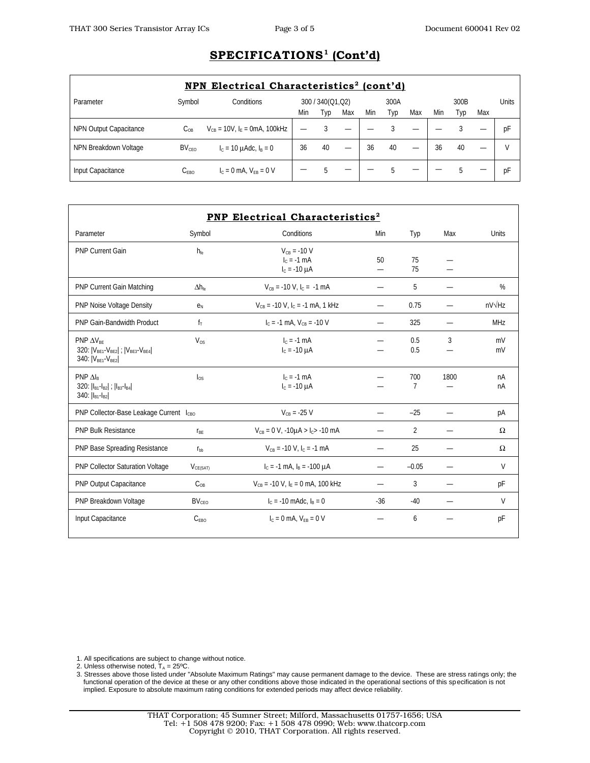## SPECIFICATIONS[1] (Cont'd)

### NPN Electrical Characteristics[2] (cont'd)

| Parameter | Symbol | Conditions | 300 / 340(Q1,Q2) | | | 300A | | | 300B | | | Units |
|---|---|---|---|---|---|---|---|---|---|---|---|---|
| | | | Min | Typ | Max | Min | Typ | Max | Min | Typ | Max | |
| NPN Output Capacitance | $C_{OB}$ | $V_{CB}$ = 10V, $I_E$ = 0mA, 100kHz | — | 3 | — | — | 3 | — | — | 3 | — | pF |
| NPN Breakdown Voltage | $BV_{CEO}$ | $I_C$ = 10 µAdc, $I_B$ = 0 | 36 | 40 | — | 36 | 40 | — | 36 | 40 | — | V |
| Input Capacitance | $C_{EBO}$ | $I_C$ = 0 mA, $V_{EB}$ = 0 V | — | 5 | — | — | 5 | — | — | 5 | — | pF |

### PNP Electrical Characteristics[2]

| Parameter | Symbol | Conditions | Min | Typ | Max | Units |
|---|---|---|---|---|---|---|
| PNP Current Gain | $h_{fe}$ | $V_{CB}$ = -10 V<br>$I_C$ = -1 mA<br>$I_C$ = -10 µA | <br>50<br>— | <br>75<br>75 | <br>—<br>— | |
| PNP Current Gain Matching | $\Delta h_{fe}$ | $V_{CB}$ = -10 V, $I_C$ = -1 mA | — | 5 | — | % |
| PNP Noise Voltage Density | $e_N$ | $V_{CB}$ = -10 V, $I_C$ = -1 mA, 1 kHz | — | 0.75 | — | nV√Hz |
| PNP Gain-Bandwidth Product | $f_T$ | $I_C$ = -1 mA, $V_{CB}$ = -10 V | — | 325 | — | MHz |
| PNP $\Delta V_{BE}$<br>320: $\|V_{BE1}-V_{BE2}\|$ ; $\|V_{BE3}-V_{BE4}\|$<br>340: $\|V_{BE1}-V_{BE2}\|$ | $V_{OS}$ | $I_C$ = -1 mA<br>$I_C$ = -10 µA | —<br>— | 0.5<br>0.5 | 3<br>— | mV<br>mV |
| PNP $\Delta I_B$<br>320: $\|I_{B1}-I_{B2}\|$ ; $\|I_{B3}-I_{B4}\|$<br>340: $\|I_{B1}-I_{B2}\|$ | $I_{OS}$ | $I_C$ = -1 mA<br>$I_C$ = -10 µA | —<br>— | 700<br>7 | 1800<br>— | nA<br>nA |
| PNP Collector-Base Leakage Current | $I_{CBO}$ | $V_{CB}$ = -25 V | — | –25 | — | pA |
| PNP Bulk Resistance | $r_{BE}$ | $V_{CB}$ = 0 V, -10µA > $I_C$ > -10 mA | — | 2 | — | Ω |
| PNP Base Spreading Resistance | $r_{bb}$ | $V_{CB}$ = -10 V, $I_C$ = -1 mA | — | 25 | — | Ω |
| PNP Collector Saturation Voltage | $V_{CE(SAT)}$ | $I_C$ = -1 mA, $I_B$ = -100 µA | — | –0.05 | — | V |
| PNP Output Capacitance | $C_{OB}$ | $V_{CB}$ = -10 V, $I_E$ = 0 mA, 100 kHz | — | 3 | — | pF |
| PNP Breakdown Voltage | $BV_{CEO}$ | $I_C$ = -10 mAdc, $I_B$ = 0 | -36 | -40 | — | V |
| Input Capacitance | $C_{EBO}$ | $I_C$ = 0 mA, $V_{EB}$ = 0 V | — | 6 | — | pF |

1. All specifications are subject to change without notice.
2. Unless otherwise noted, $T_A$ = 25ºC.
3. Stresses above those listed under "Absolute Maximum Ratings" may cause permanent damage to the device. These are stress ratings only; the functional operation of the device at these or any other conditions above those indicated in the operational sections of this specification is not implied. Exposure to absolute maximum rating conditions for extended periods may affect device reliability.

THAT Corporation; 45 Sumner Street; Milford, Massachusetts 01757-1656; USA
Tel: +1 508 478 9200; Fax: +1 508 478 0990; Web: www.thatcorp.com
Copyright © 2010, THAT Corporation. All rights reserved.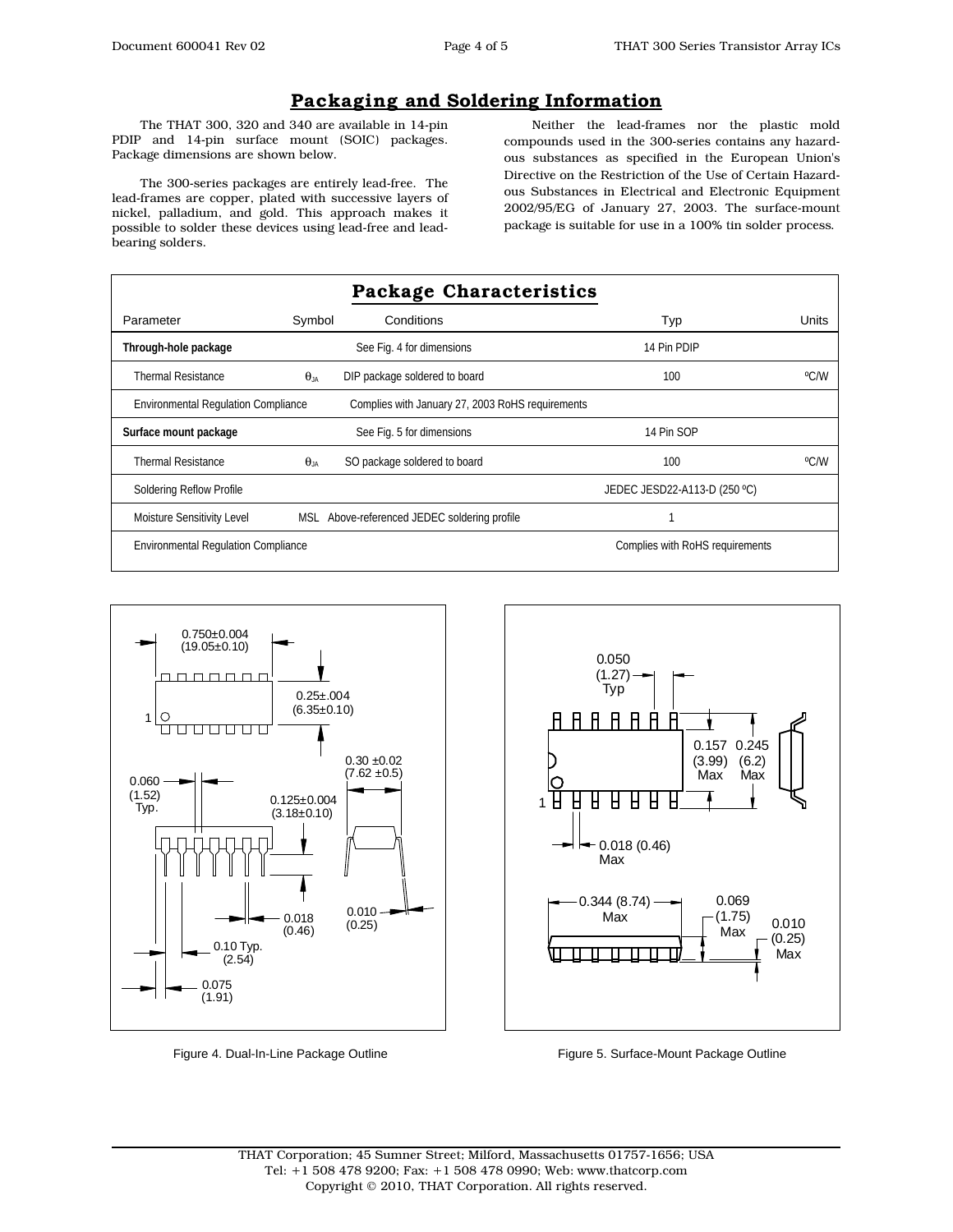# Packaging and Soldering Information

The THAT 300, 320 and 340 are available in 14-pin PDIP and 14-pin surface mount (SOIC) packages. Package dimensions are shown below.

The 300-series packages are entirely lead-free. The lead-frames are copper, plated with successive layers of nickel, palladium, and gold. This approach makes it possible to solder these devices using lead-free and lead-bearing solders.

Neither the lead-frames nor the plastic mold compounds used in the 300-series contains any hazardous substances as specified in the European Union's Directive on the Restriction of the Use of Certain Hazardous Substances in Electrical and Electronic Equipment 2002/95/EG of January 27, 2003. The surface-mount package is suitable for use in a 100% tin solder process.

## Package Characteristics

| Parameter | Symbol | Conditions | Typ | Units |
|---|---|---|---|---|
| **Through-hole package** | | See Fig. 4 for dimensions | 14 Pin PDIP | |
| Thermal Resistance | $\theta_{JA}$ | DIP package soldered to board | 100 | ºC/W |
| Environmental Regulation Compliance | | Complies with January 27, 2003 RoHS requirements | | |
| **Surface mount package** | | See Fig. 5 for dimensions | 14 Pin SOP | |
| Thermal Resistance | $\theta_{JA}$ | SO package soldered to board | 100 | ºC/W |
| Soldering Reflow Profile | | | JEDEC JESD22-A113-D (250 ºC) | |
| Moisture Sensitivity Level | MSL | Above-referenced JEDEC soldering profile | 1 | |
| Environmental Regulation Compliance | | | Complies with RoHS requirements | |

0.750±0.004 (19.05±0.10)

0.25±.004 (6.35±0.10)

0.060 (1.52) Typ.

0.125±0.004 (3.18±0.10)

0.30 ±0.02 (7.62 ±0.5)

0.018 (0.46)

0.010 (0.25)

0.10 Typ. (2.54)

0.075 (1.91)

Figure 4. Dual-In-Line Package Outline

0.050 (1.27) Typ

0.157 (3.99) Max

0.245 (6.2) Max

0.018 (0.46) Max

0.344 (8.74) Max

0.069 (1.75) Max

0.010 (0.25) Max

Figure 5. Surface-Mount Package Outline

THAT Corporation; 45 Sumner Street; Milford, Massachusetts 01757-1656; USA
Tel: +1 508 478 9200; Fax: +1 508 478 0990; Web: www.thatcorp.com
Copyright © 2010, THAT Corporation. All rights reserved.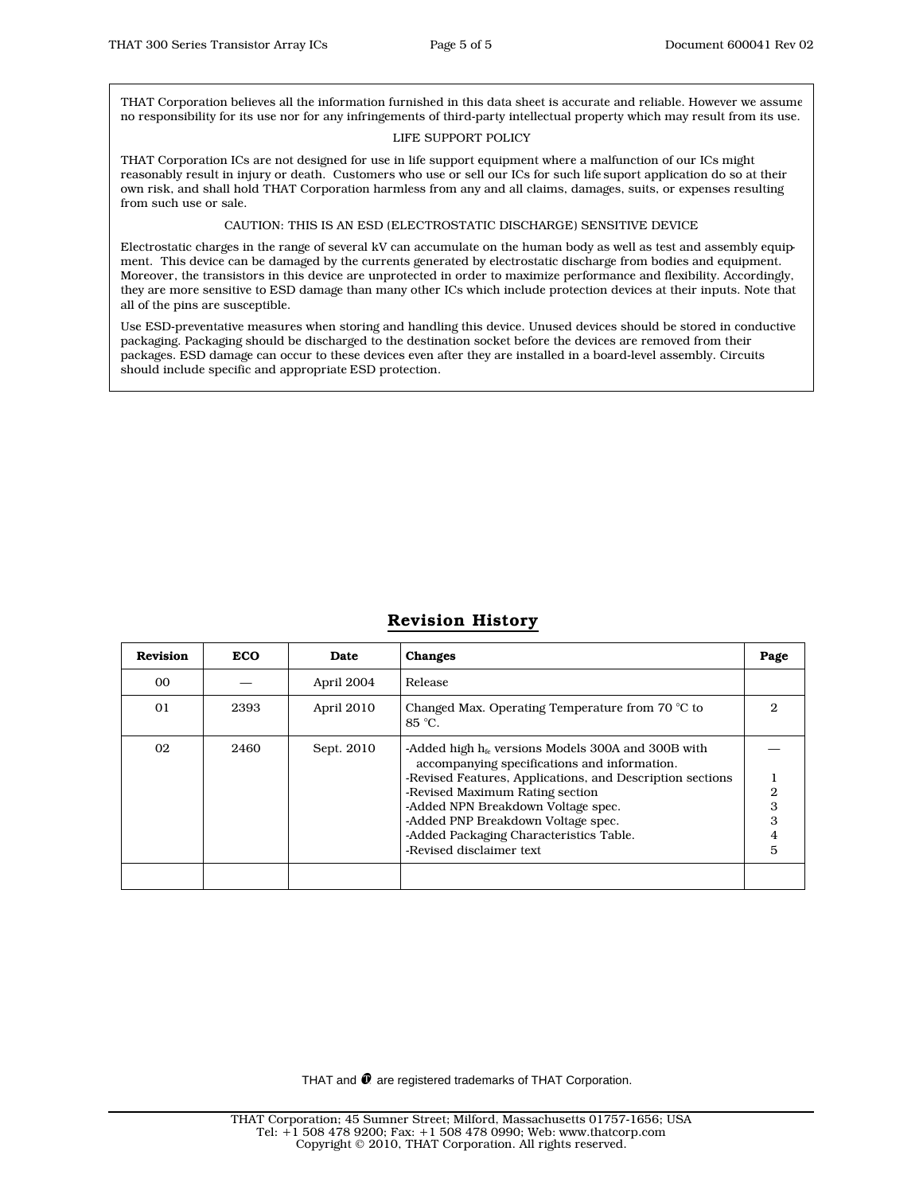THAT Corporation believes all the information furnished in this data sheet is accurate and reliable. However we assume no responsibility for its use nor for any infringements of third-party intellectual property which may result from its use.

LIFE SUPPORT POLICY

THAT Corporation ICs are not designed for use in life support equipment where a malfunction of our ICs might reasonably result in injury or death. Customers who use or sell our ICs for such life suport application do so at their own risk, and shall hold THAT Corporation harmless from any and all claims, damages, suits, or expenses resulting from such use or sale.

CAUTION: THIS IS AN ESD (ELECTROSTATIC DISCHARGE) SENSITIVE DEVICE

Electrostatic charges in the range of several kV can accumulate on the human body as well as test and assembly equipment. This device can be damaged by the currents generated by electrostatic discharge from bodies and equipment. Moreover, the transistors in this device are unprotected in order to maximize performance and flexibility. Accordingly, they are more sensitive to ESD damage than many other ICs which include protection devices at their inputs. Note that all of the pins are susceptible.

Use ESD-preventative measures when storing and handling this device. Unused devices should be stored in conductive packaging. Packaging should be discharged to the destination socket before the devices are removed from their packages. ESD damage can occur to these devices even after they are installed in a board-level assembly. Circuits should include specific and appropriate ESD protection.

## Revision History

| Revision | ECO | Date | Changes | Page |
|---|---|---|---|---|
| 00 | — | April 2004 | Release | |
| 01 | 2393 | April 2010 | Changed Max. Operating Temperature from 70 °C to 85 °C. | 2 |
| 02 | 2460 | Sept. 2010 | -Added high $h_{fe}$ versions Models 300A and 300B with accompanying specifications and information.<br>-Revised Features, Applications, and Description sections<br>-Revised Maximum Rating section<br>-Added NPN Breakdown Voltage spec.<br>-Added PNP Breakdown Voltage spec.<br>-Added Packaging Characteristics Table.<br>-Revised disclaimer text | —<br><br>1<br>2<br>3<br>3<br>4<br>5 |
| | | | | |

THAT and T are registered trademarks of THAT Corporation.

THAT Corporation; 45 Sumner Street; Milford, Massachusetts 01757-1656; USA
Tel: +1 508 478 9200; Fax: +1 508 478 0990; Web: www.thatcorp.com
Copyright © 2010, THAT Corporation. All rights reserved.